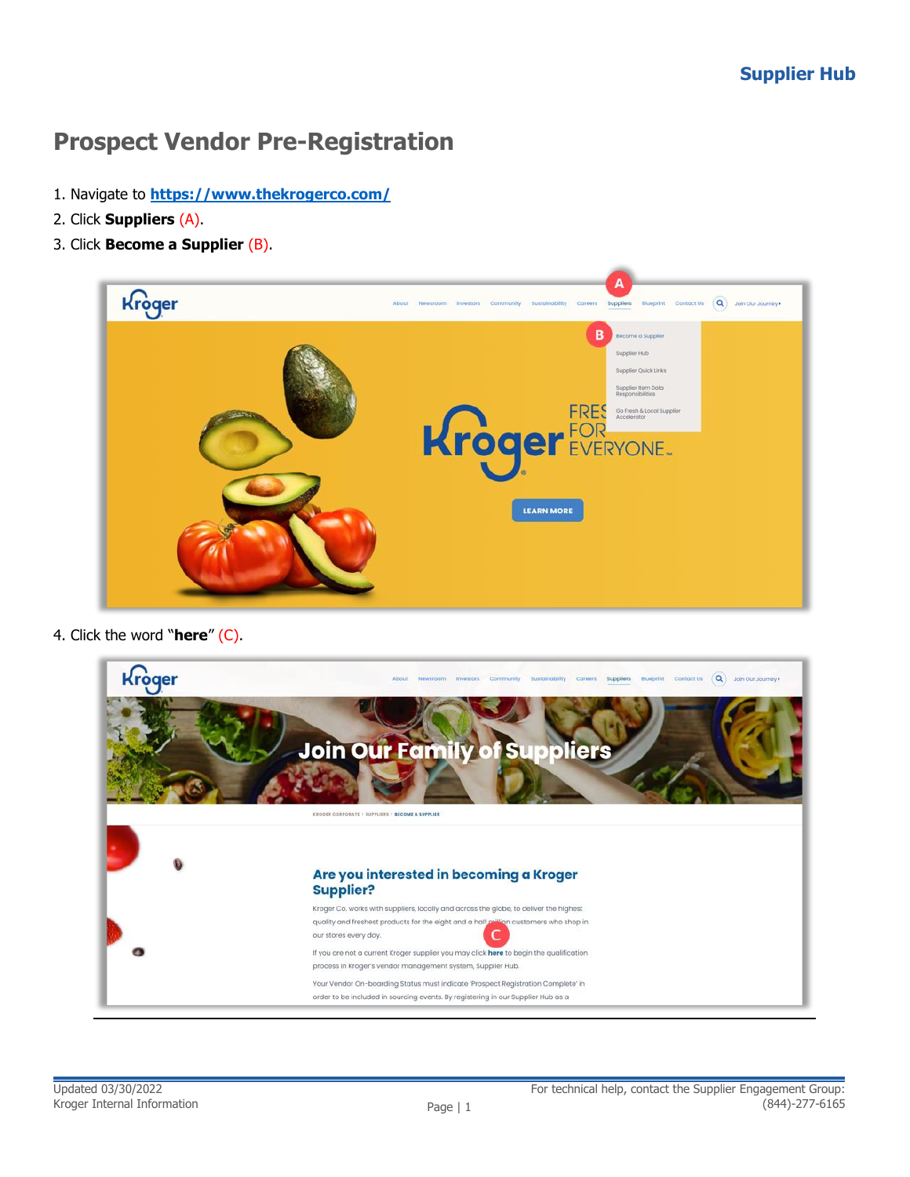# Prospect Vendor Pre-Registration

1. Navigate to [https://www.thekrogerco.com/](https://www.thekrogerco.com/)
2. Click **Suppliers** (A).
3. Click **Become a Supplier** (B).
4. Click the word "**here**" (C).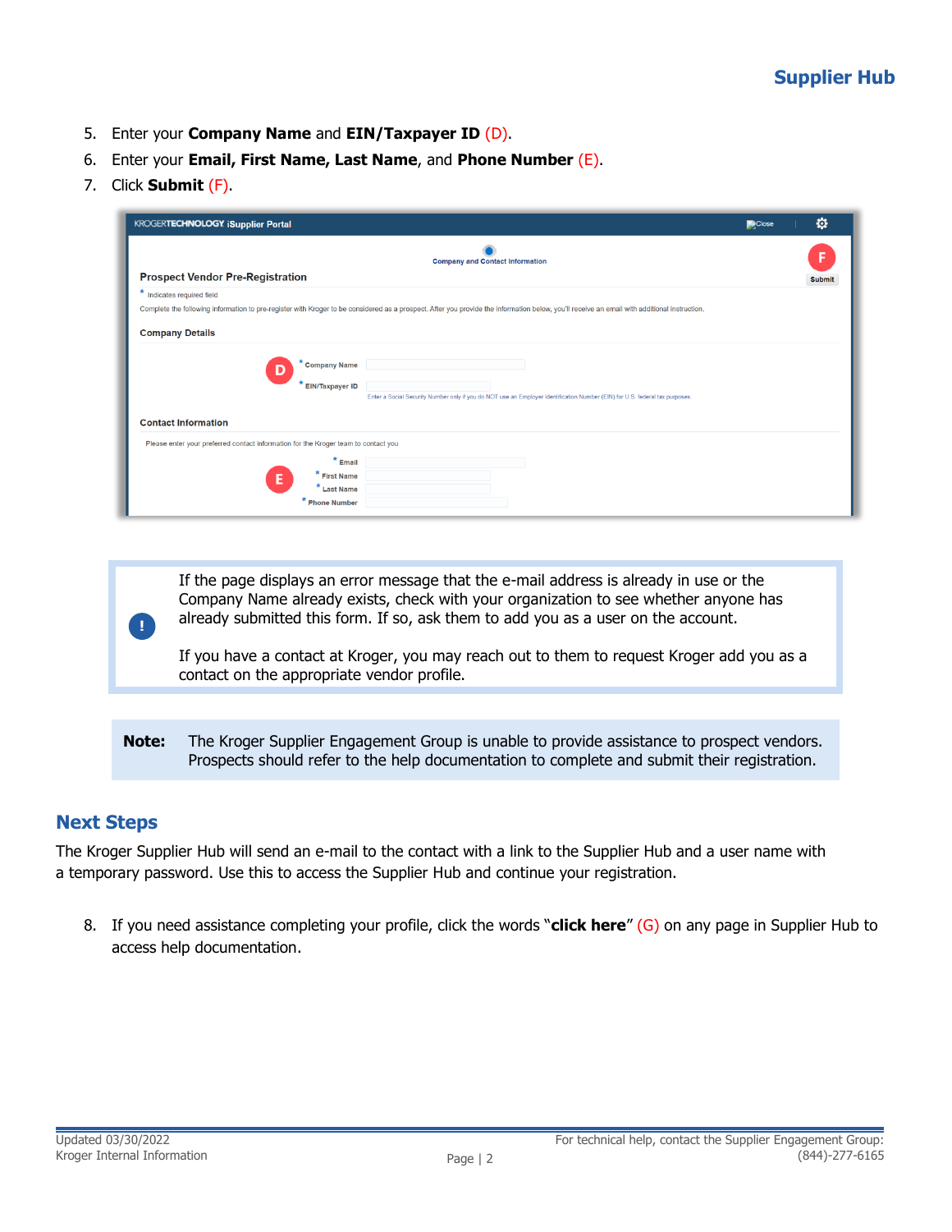5. Enter your **Company Name** and **EIN/Taxpayer ID** (D).
6. Enter your **Email, First Name, Last Name**, and **Phone Number** (E).
7. Click **Submit** (F).

> If the page displays an error message that the e-mail address is already in use or the Company Name already exists, check with your organization to see whether anyone has already submitted this form. If so, ask them to add you as a user on the account.
>
> If you have a contact at Kroger, you may reach out to them to request Kroger add you as a contact on the appropriate vendor profile.

**Note:** The Kroger Supplier Engagement Group is unable to provide assistance to prospect vendors. Prospects should refer to the help documentation to complete and submit their registration.

## Next Steps

The Kroger Supplier Hub will send an e-mail to the contact with a link to the Supplier Hub and a user name with a temporary password. Use this to access the Supplier Hub and continue your registration.

8. If you need assistance completing your profile, click the words "**click here**" (G) on any page in Supplier Hub to access help documentation.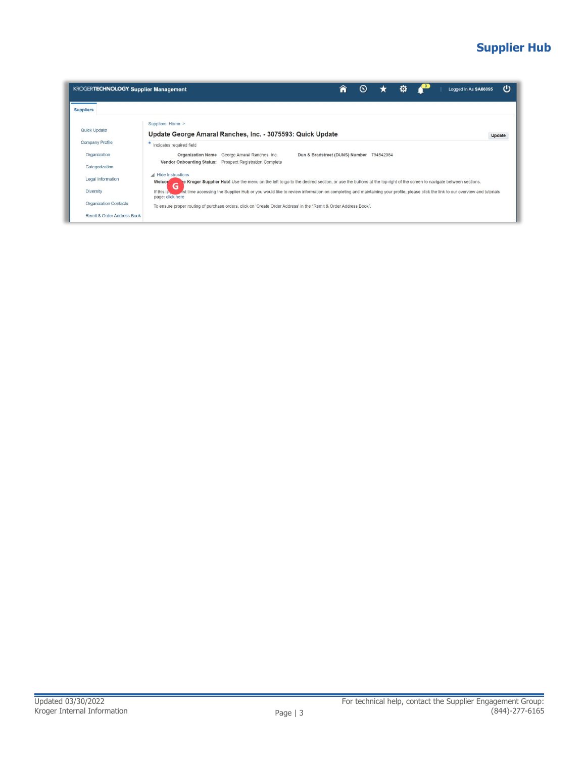KROGERTECHNOLOGY Supplier Management

Logged In As SA66095

Suppliers

- Quick Update
- Company Profile
  - Organization
  - Categorization
  - Legal Information
  - Diversity
  - Organization Contacts
  - Remit & Order Address Book

Suppliers: Home >

**Update George Amaral Ranches, Inc. - 3075593: Quick Update**

Update

\* Indicates required field

**Organization Name** George Amaral Ranches, Inc.

**Dun & Bradstreet (DUNS) Number** 794542084

**Vendor Onboarding Status:** Prospect Registration Complete

Hide Instructions

**Welco[G]e Kroger Supplier Hub!** Use the menu on the left to go to the desired section, or use the buttons at the top right of the screen to navigate between sections.

If this is [G]rst time accessing the Supplier Hub or you would like to review information on completing and maintaining your profile, please click the link to our overview and tutorials page: click here

To ensure proper routing of purchase orders, click on 'Create Order Address' in the "Remit & Order Address Book".